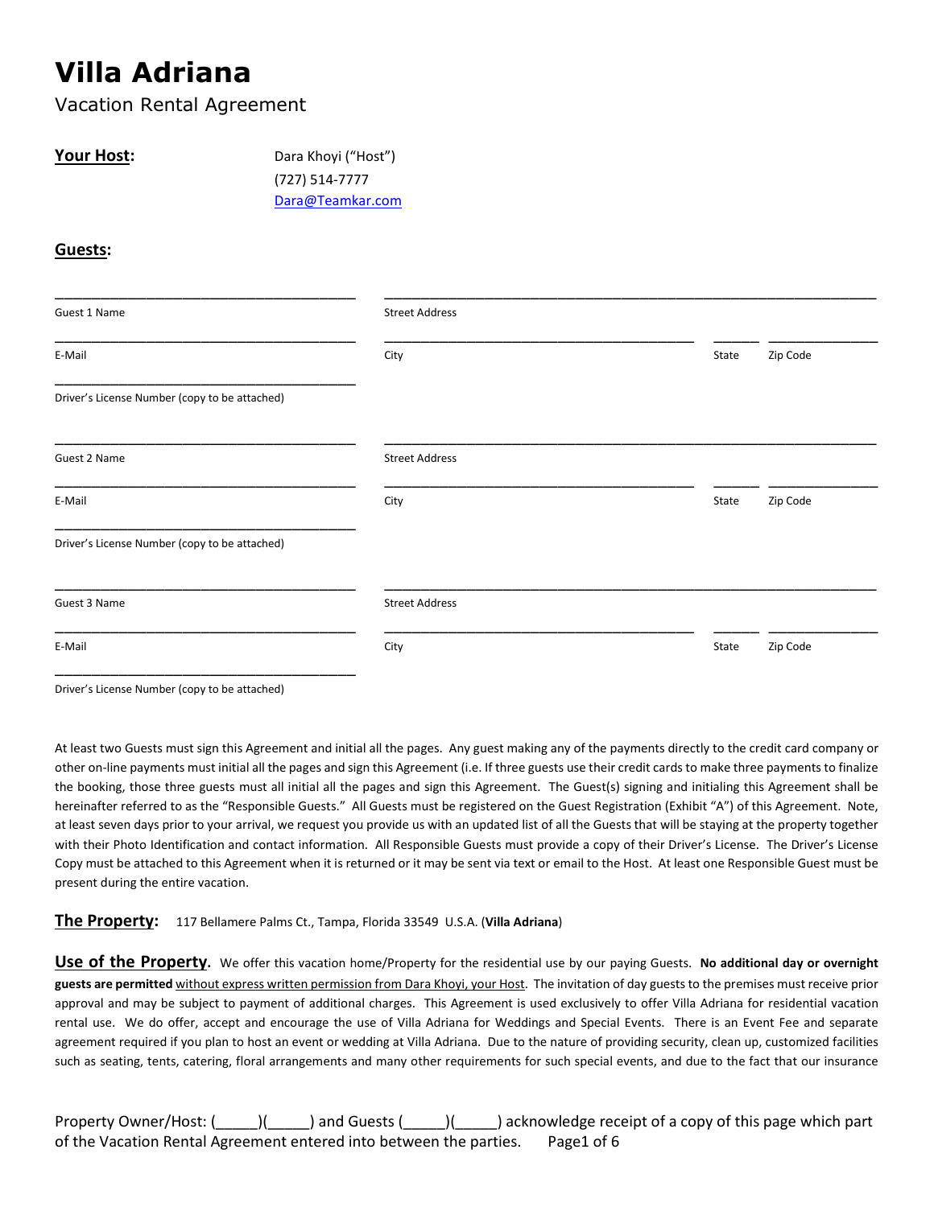# Villa Adriana

Vacation Rental Agreement

**Your Host:** Dara Khoyi ("Host")
(727) 514-7777
Dara@Teamkar.com

**Guests:**

| | | | |
|---|---|---|---|
| Guest 1 Name | Street Address | | |
| E-Mail | City | State | Zip Code |
| Driver's License Number (copy to be attached) | | | |
| Guest 2 Name | Street Address | | |
| E-Mail | City | State | Zip Code |
| Driver's License Number (copy to be attached) | | | |
| Guest 3 Name | Street Address | | |
| E-Mail | City | State | Zip Code |
| Driver's License Number (copy to be attached) | | | |

At least two Guests must sign this Agreement and initial all the pages. Any guest making any of the payments directly to the credit card company or other on-line payments must initial all the pages and sign this Agreement (i.e. If three guests use their credit cards to make three payments to finalize the booking, those three guests must all initial all the pages and sign this Agreement. The Guest(s) signing and initialing this Agreement shall be hereinafter referred to as the "Responsible Guests." All Guests must be registered on the Guest Registration (Exhibit "A") of this Agreement. Note, at least seven days prior to your arrival, we request you provide us with an updated list of all the Guests that will be staying at the property together with their Photo Identification and contact information. All Responsible Guests must provide a copy of their Driver's License. The Driver's License Copy must be attached to this Agreement when it is returned or it may be sent via text or email to the Host. At least one Responsible Guest must be present during the entire vacation.

**The Property:** 117 Bellamere Palms Ct., Tampa, Florida 33549 U.S.A. (**Villa Adriana**)

**Use of the Property.** We offer this vacation home/Property for the residential use by our paying Guests. **No additional day or overnight guests are permitted** without express written permission from Dara Khoyi, your Host. The invitation of day guests to the premises must receive prior approval and may be subject to payment of additional charges. This Agreement is used exclusively to offer Villa Adriana for residential vacation rental use. We do offer, accept and encourage the use of Villa Adriana for Weddings and Special Events. There is an Event Fee and separate agreement required if you plan to host an event or wedding at Villa Adriana. Due to the nature of providing security, clean up, customized facilities such as seating, tents, catering, floral arrangements and many other requirements for such special events, and due to the fact that our insurance

Property Owner/Host: (\_\_\_\_\_)(\_\_\_\_\_) and Guests (\_\_\_\_\_)(\_\_\_\_\_) acknowledge receipt of a copy of this page which part of the Vacation Rental Agreement entered into between the parties.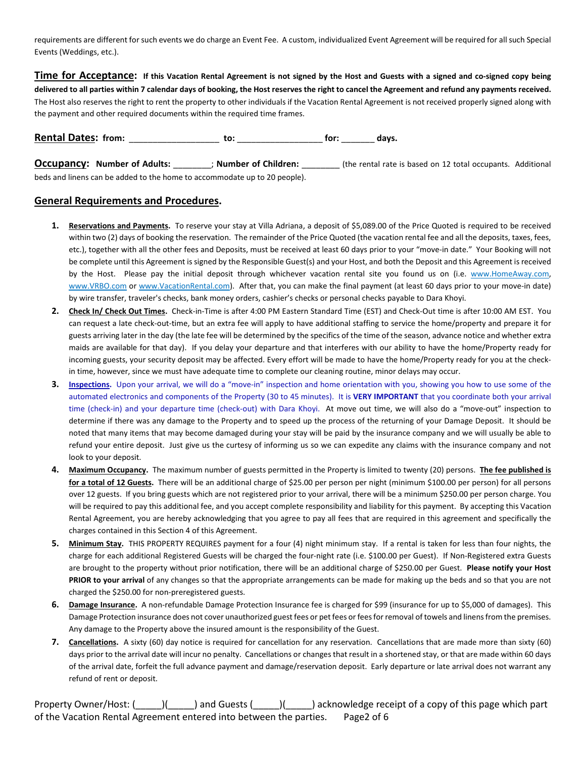requirements are different for such events we do charge an Event Fee. A custom, individualized Event Agreement will be required for all such Special Events (Weddings, etc.).

**Time for Acceptance:** **If this Vacation Rental Agreement is not signed by the Host and Guests with a signed and co-signed copy being delivered to all parties within 7 calendar days of booking, the Host reserves the right to cancel the Agreement and refund any payments received.** The Host also reserves the right to rent the property to other individuals if the Vacation Rental Agreement is not received properly signed along with the payment and other required documents within the required time frames.

**Rental Dates: from:** ___________________ **to:** __________________ **for:** _______ **days.**

**Occupancy: Number of Adults:** ________; **Number of Children:** ________ (the rental rate is based on 12 total occupants. Additional beds and linens can be added to the home to accommodate up to 20 people).

## General Requirements and Procedures.

1. **Reservations and Payments.** To reserve your stay at Villa Adriana, a deposit of $5,089.00 of the Price Quoted is required to be received within two (2) days of booking the reservation. The remainder of the Price Quoted (the vacation rental fee and all the deposits, taxes, fees, etc.), together with all the other fees and Deposits, must be received at least 60 days prior to your "move-in date." Your Booking will not be complete until this Agreement is signed by the Responsible Guest(s) and your Host, and both the Deposit and this Agreement is received by the Host. Please pay the initial deposit through whichever vacation rental site you found us on (i.e. www.HomeAway.com, www.VRBO.com or www.VacationRental.com). After that, you can make the final payment (at least 60 days prior to your move-in date) by wire transfer, traveler's checks, bank money orders, cashier's checks or personal checks payable to Dara Khoyi.
2. **Check In/ Check Out Times.** Check-in-Time is after 4:00 PM Eastern Standard Time (EST) and Check-Out time is after 10:00 AM EST. You can request a late check-out-time, but an extra fee will apply to have additional staffing to service the home/property and prepare it for guests arriving later in the day (the late fee will be determined by the specifics of the time of the season, advance notice and whether extra maids are available for that day). If you delay your departure and that interferes with our ability to have the home/Property ready for incoming guests, your security deposit may be affected. Every effort will be made to have the home/Property ready for you at the check-in time, however, since we must have adequate time to complete our cleaning routine, minor delays may occur.
3. **Inspections.** Upon your arrival, we will do a "move-in" inspection and home orientation with you, showing you how to use some of the automated electronics and components of the Property (30 to 45 minutes). It is **VERY IMPORTANT** that you coordinate both your arrival time (check-in) and your departure time (check-out) with Dara Khoyi. At move out time, we will also do a "move-out" inspection to determine if there was any damage to the Property and to speed up the process of the returning of your Damage Deposit. It should be noted that many items that may become damaged during your stay will be paid by the insurance company and we will usually be able to refund your entire deposit. Just give us the curtesy of informing us so we can expedite any claims with the insurance company and not look to your deposit.
4. **Maximum Occupancy.** The maximum number of guests permitted in the Property is limited to twenty (20) persons. **The fee published is for a total of 12 Guests.** There will be an additional charge of $25.00 per person per night (minimum $100.00 per person) for all persons over 12 guests. If you bring guests which are not registered prior to your arrival, there will be a minimum $250.00 per person charge. You will be required to pay this additional fee, and you accept complete responsibility and liability for this payment. By accepting this Vacation Rental Agreement, you are hereby acknowledging that you agree to pay all fees that are required in this agreement and specifically the charges contained in this Section 4 of this Agreement.
5. **Minimum Stay.** THIS PROPERTY REQUIRES payment for a four (4) night minimum stay. If a rental is taken for less than four nights, the charge for each additional Registered Guests will be charged the four-night rate (i.e. $100.00 per Guest). If Non-Registered extra Guests are brought to the property without prior notification, there will be an additional charge of $250.00 per Guest. **Please notify your Host PRIOR to your arrival** of any changes so that the appropriate arrangements can be made for making up the beds and so that you are not charged the $250.00 for non-preregistered guests.
6. **Damage Insurance.** A non-refundable Damage Protection Insurance fee is charged for $99 (insurance for up to $5,000 of damages). This Damage Protection insurance does not cover unauthorized guest fees or pet fees or fees for removal of towels and linens from the premises. Any damage to the Property above the insured amount is the responsibility of the Guest.
7. **Cancellations.** A sixty (60) day notice is required for cancellation for any reservation. Cancellations that are made more than sixty (60) days prior to the arrival date will incur no penalty. Cancellations or changes that result in a shortened stay, or that are made within 60 days of the arrival date, forfeit the full advance payment and damage/reservation deposit. Early departure or late arrival does not warrant any refund of rent or deposit.

Property Owner/Host: (_____)(_____) and Guests (_____)(_____) acknowledge receipt of a copy of this page which part of the Vacation Rental Agreement entered into between the parties.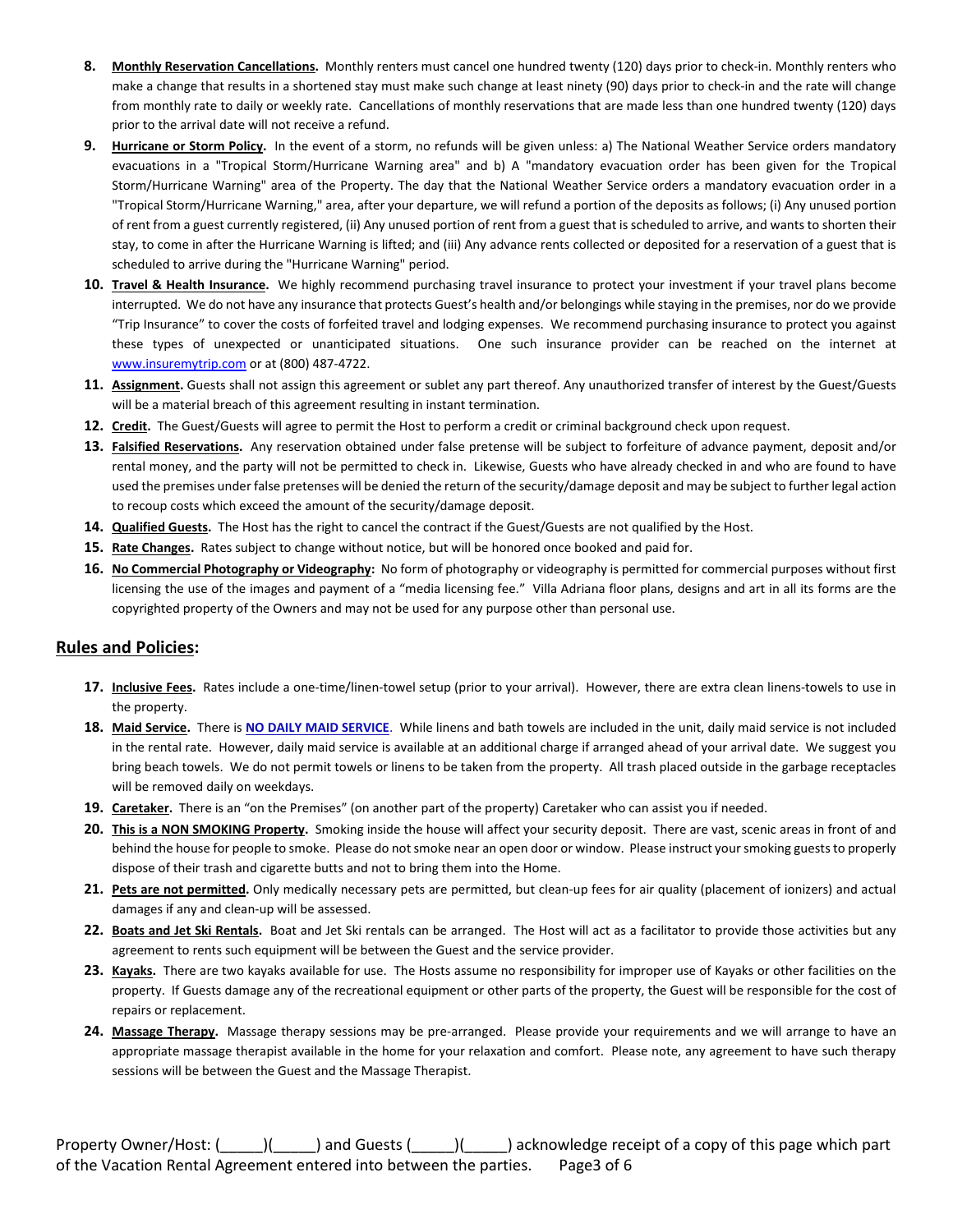8. **Monthly Reservation Cancellations.** Monthly renters must cancel one hundred twenty (120) days prior to check-in. Monthly renters who make a change that results in a shortened stay must make such change at least ninety (90) days prior to check-in and the rate will change from monthly rate to daily or weekly rate. Cancellations of monthly reservations that are made less than one hundred twenty (120) days prior to the arrival date will not receive a refund.
9. **Hurricane or Storm Policy.** In the event of a storm, no refunds will be given unless: a) The National Weather Service orders mandatory evacuations in a "Tropical Storm/Hurricane Warning area" and b) A "mandatory evacuation order has been given for the Tropical Storm/Hurricane Warning" area of the Property. The day that the National Weather Service orders a mandatory evacuation order in a "Tropical Storm/Hurricane Warning," area, after your departure, we will refund a portion of the deposits as follows; (i) Any unused portion of rent from a guest currently registered, (ii) Any unused portion of rent from a guest that is scheduled to arrive, and wants to shorten their stay, to come in after the Hurricane Warning is lifted; and (iii) Any advance rents collected or deposited for a reservation of a guest that is scheduled to arrive during the "Hurricane Warning" period.
10. **Travel & Health Insurance.** We highly recommend purchasing travel insurance to protect your investment if your travel plans become interrupted. We do not have any insurance that protects Guest's health and/or belongings while staying in the premises, nor do we provide "Trip Insurance" to cover the costs of forfeited travel and lodging expenses. We recommend purchasing insurance to protect you against these types of unexpected or unanticipated situations. One such insurance provider can be reached on the internet at www.insuremytrip.com or at (800) 487-4722.
11. **Assignment.** Guests shall not assign this agreement or sublet any part thereof. Any unauthorized transfer of interest by the Guest/Guests will be a material breach of this agreement resulting in instant termination.
12. **Credit.** The Guest/Guests will agree to permit the Host to perform a credit or criminal background check upon request.
13. **Falsified Reservations.** Any reservation obtained under false pretense will be subject to forfeiture of advance payment, deposit and/or rental money, and the party will not be permitted to check in. Likewise, Guests who have already checked in and who are found to have used the premises under false pretenses will be denied the return of the security/damage deposit and may be subject to further legal action to recoup costs which exceed the amount of the security/damage deposit.
14. **Qualified Guests.** The Host has the right to cancel the contract if the Guest/Guests are not qualified by the Host.
15. **Rate Changes.** Rates subject to change without notice, but will be honored once booked and paid for.
16. **No Commercial Photography or Videography:** No form of photography or videography is permitted for commercial purposes without first licensing the use of the images and payment of a "media licensing fee." Villa Adriana floor plans, designs and art in all its forms are the copyrighted property of the Owners and may not be used for any purpose other than personal use.

## Rules and Policies:

17. **Inclusive Fees.** Rates include a one-time/linen-towel setup (prior to your arrival). However, there are extra clean linens-towels to use in the property.
18. **Maid Service.** There is **NO DAILY MAID SERVICE**. While linens and bath towels are included in the unit, daily maid service is not included in the rental rate. However, daily maid service is available at an additional charge if arranged ahead of your arrival date. We suggest you bring beach towels. We do not permit towels or linens to be taken from the property. All trash placed outside in the garbage receptacles will be removed daily on weekdays.
19. **Caretaker.** There is an "on the Premises" (on another part of the property) Caretaker who can assist you if needed.
20. **This is a NON SMOKING Property.** Smoking inside the house will affect your security deposit. There are vast, scenic areas in front of and behind the house for people to smoke. Please do not smoke near an open door or window. Please instruct your smoking guests to properly dispose of their trash and cigarette butts and not to bring them into the Home.
21. **Pets are not permitted.** Only medically necessary pets are permitted, but clean-up fees for air quality (placement of ionizers) and actual damages if any and clean-up will be assessed.
22. **Boats and Jet Ski Rentals.** Boat and Jet Ski rentals can be arranged. The Host will act as a facilitator to provide those activities but any agreement to rents such equipment will be between the Guest and the service provider.
23. **Kayaks.** There are two kayaks available for use. The Hosts assume no responsibility for improper use of Kayaks or other facilities on the property. If Guests damage any of the recreational equipment or other parts of the property, the Guest will be responsible for the cost of repairs or replacement.
24. **Massage Therapy.** Massage therapy sessions may be pre-arranged. Please provide your requirements and we will arrange to have an appropriate massage therapist available in the home for your relaxation and comfort. Please note, any agreement to have such therapy sessions will be between the Guest and the Massage Therapist.

Property Owner/Host: (_____)(_____) and Guests (_____)(_____) acknowledge receipt of a copy of this page which part of the Vacation Rental Agreement entered into between the parties.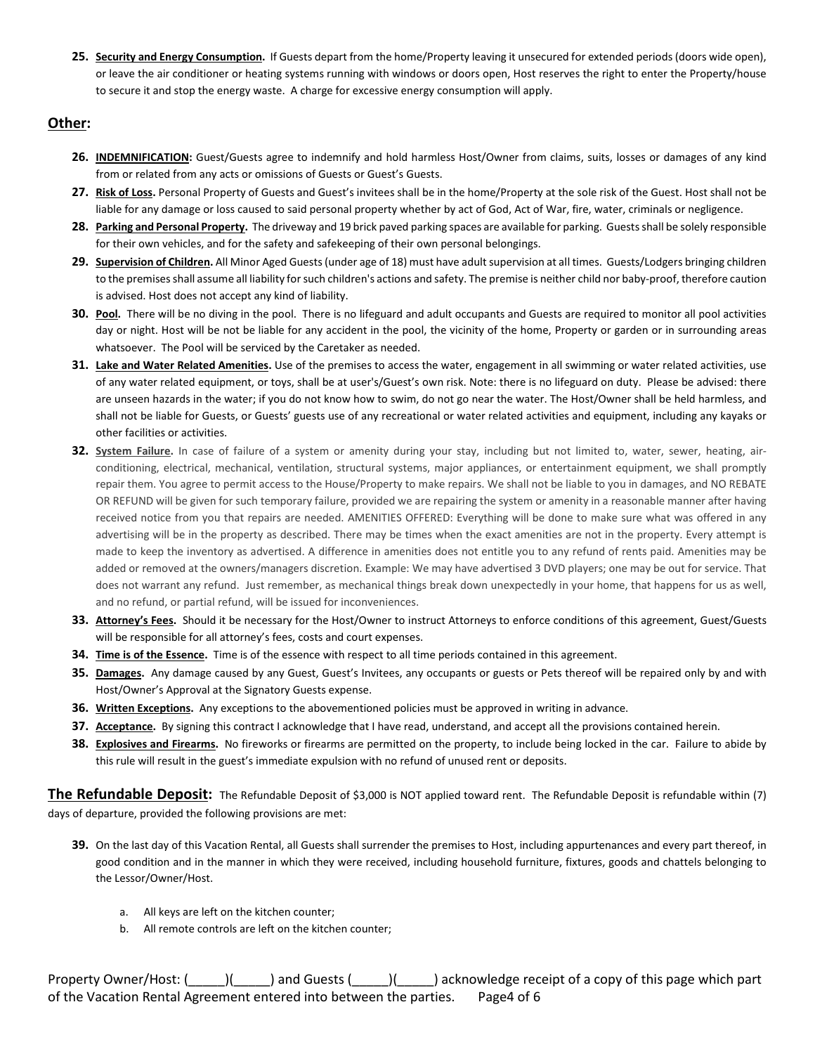25. **Security and Energy Consumption.** If Guests depart from the home/Property leaving it unsecured for extended periods (doors wide open), or leave the air conditioner or heating systems running with windows or doors open, Host reserves the right to enter the Property/house to secure it and stop the energy waste. A charge for excessive energy consumption will apply.

## Other:

26. **INDEMNIFICATION:** Guest/Guests agree to indemnify and hold harmless Host/Owner from claims, suits, losses or damages of any kind from or related from any acts or omissions of Guests or Guest's Guests.
27. **Risk of Loss.** Personal Property of Guests and Guest's invitees shall be in the home/Property at the sole risk of the Guest. Host shall not be liable for any damage or loss caused to said personal property whether by act of God, Act of War, fire, water, criminals or negligence.
28. **Parking and Personal Property.** The driveway and 19 brick paved parking spaces are available for parking. Guests shall be solely responsible for their own vehicles, and for the safety and safekeeping of their own personal belongings.
29. **Supervision of Children.** All Minor Aged Guests (under age of 18) must have adult supervision at all times. Guests/Lodgers bringing children to the premises shall assume all liability for such children's actions and safety. The premise is neither child nor baby-proof, therefore caution is advised. Host does not accept any kind of liability.
30. **Pool.** There will be no diving in the pool. There is no lifeguard and adult occupants and Guests are required to monitor all pool activities day or night. Host will be not be liable for any accident in the pool, the vicinity of the home, Property or garden or in surrounding areas whatsoever. The Pool will be serviced by the Caretaker as needed.
31. **Lake and Water Related Amenities.** Use of the premises to access the water, engagement in all swimming or water related activities, use of any water related equipment, or toys, shall be at user's/Guest's own risk. Note: there is no lifeguard on duty. Please be advised: there are unseen hazards in the water; if you do not know how to swim, do not go near the water. The Host/Owner shall be held harmless, and shall not be liable for Guests, or Guests' guests use of any recreational or water related activities and equipment, including any kayaks or other facilities or activities.
32. **System Failure.** In case of failure of a system or amenity during your stay, including but not limited to, water, sewer, heating, air-conditioning, electrical, mechanical, ventilation, structural systems, major appliances, or entertainment equipment, we shall promptly repair them. You agree to permit access to the House/Property to make repairs. We shall not be liable to you in damages, and NO REBATE OR REFUND will be given for such temporary failure, provided we are repairing the system or amenity in a reasonable manner after having received notice from you that repairs are needed. AMENITIES OFFERED: Everything will be done to make sure what was offered in any advertising will be in the property as described. There may be times when the exact amenities are not in the property. Every attempt is made to keep the inventory as advertised. A difference in amenities does not entitle you to any refund of rents paid. Amenities may be added or removed at the owners/managers discretion. Example: We may have advertised 3 DVD players; one may be out for service. That does not warrant any refund. Just remember, as mechanical things break down unexpectedly in your home, that happens for us as well, and no refund, or partial refund, will be issued for inconveniences.
33. **Attorney's Fees.** Should it be necessary for the Host/Owner to instruct Attorneys to enforce conditions of this agreement, Guest/Guests will be responsible for all attorney's fees, costs and court expenses.
34. **Time is of the Essence.** Time is of the essence with respect to all time periods contained in this agreement.
35. **Damages.** Any damage caused by any Guest, Guest's Invitees, any occupants or guests or Pets thereof will be repaired only by and with Host/Owner's Approval at the Signatory Guests expense.
36. **Written Exceptions.** Any exceptions to the abovementioned policies must be approved in writing in advance.
37. **Acceptance.** By signing this contract I acknowledge that I have read, understand, and accept all the provisions contained herein.
38. **Explosives and Firearms.** No fireworks or firearms are permitted on the property, to include being locked in the car. Failure to abide by this rule will result in the guest's immediate expulsion with no refund of unused rent or deposits.

**The Refundable Deposit:** The Refundable Deposit of $3,000 is NOT applied toward rent. The Refundable Deposit is refundable within (7) days of departure, provided the following provisions are met:

39. On the last day of this Vacation Rental, all Guests shall surrender the premises to Host, including appurtenances and every part thereof, in good condition and in the manner in which they were received, including household furniture, fixtures, goods and chattels belonging to the Lessor/Owner/Host.

    a. All keys are left on the kitchen counter;
    b. All remote controls are left on the kitchen counter;

Property Owner/Host: (\_\_\_\_\_)(\_\_\_\_\_) and Guests (\_\_\_\_\_)(\_\_\_\_\_) acknowledge receipt of a copy of this page which part of the Vacation Rental Agreement entered into between the parties.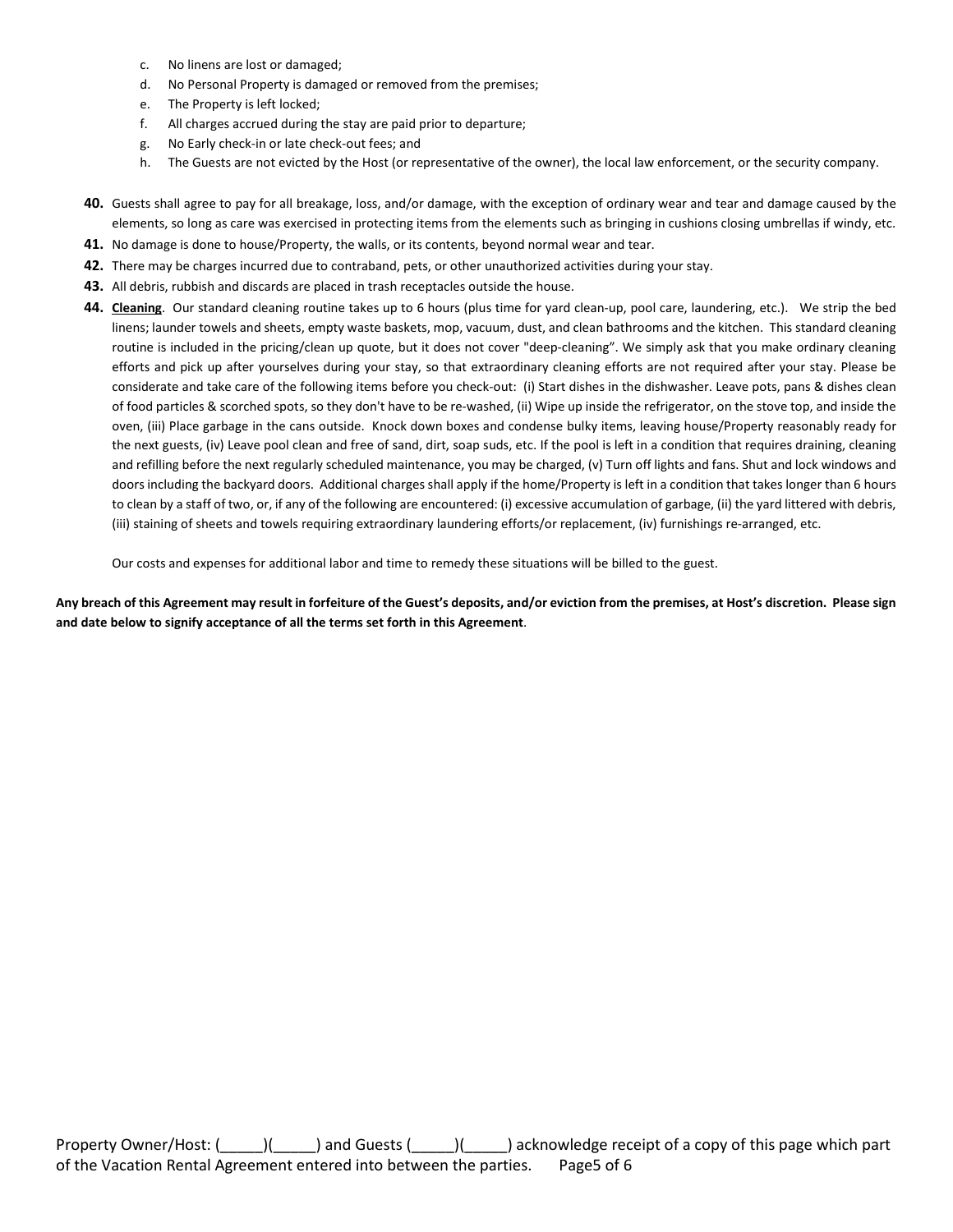c. No linens are lost or damaged;
d. No Personal Property is damaged or removed from the premises;
e. The Property is left locked;
f. All charges accrued during the stay are paid prior to departure;
g. No Early check-in or late check-out fees; and
h. The Guests are not evicted by the Host (or representative of the owner), the local law enforcement, or the security company.

**40.** Guests shall agree to pay for all breakage, loss, and/or damage, with the exception of ordinary wear and tear and damage caused by the elements, so long as care was exercised in protecting items from the elements such as bringing in cushions closing umbrellas if windy, etc.

**41.** No damage is done to house/Property, the walls, or its contents, beyond normal wear and tear.

**42.** There may be charges incurred due to contraband, pets, or other unauthorized activities during your stay.

**43.** All debris, rubbish and discards are placed in trash receptacles outside the house.

**44.** **Cleaning**. Our standard cleaning routine takes up to 6 hours (plus time for yard clean-up, pool care, laundering, etc.). We strip the bed linens; launder towels and sheets, empty waste baskets, mop, vacuum, dust, and clean bathrooms and the kitchen. This standard cleaning routine is included in the pricing/clean up quote, but it does not cover "deep-cleaning". We simply ask that you make ordinary cleaning efforts and pick up after yourselves during your stay, so that extraordinary cleaning efforts are not required after your stay. Please be considerate and take care of the following items before you check-out: (i) Start dishes in the dishwasher. Leave pots, pans & dishes clean of food particles & scorched spots, so they don't have to be re-washed, (ii) Wipe up inside the refrigerator, on the stove top, and inside the oven, (iii) Place garbage in the cans outside. Knock down boxes and condense bulky items, leaving house/Property reasonably ready for the next guests, (iv) Leave pool clean and free of sand, dirt, soap suds, etc. If the pool is left in a condition that requires draining, cleaning and refilling before the next regularly scheduled maintenance, you may be charged, (v) Turn off lights and fans. Shut and lock windows and doors including the backyard doors. Additional charges shall apply if the home/Property is left in a condition that takes longer than 6 hours to clean by a staff of two, or, if any of the following are encountered: (i) excessive accumulation of garbage, (ii) the yard littered with debris, (iii) staining of sheets and towels requiring extraordinary laundering efforts/or replacement, (iv) furnishings re-arranged, etc.

Our costs and expenses for additional labor and time to remedy these situations will be billed to the guest.

**Any breach of this Agreement may result in forfeiture of the Guest's deposits, and/or eviction from the premises, at Host's discretion. Please sign and date below to signify acceptance of all the terms set forth in this Agreement**.

Property Owner/Host: (_____)(_____) and Guests (_____)(_____) acknowledge receipt of a copy of this page which part of the Vacation Rental Agreement entered into between the parties.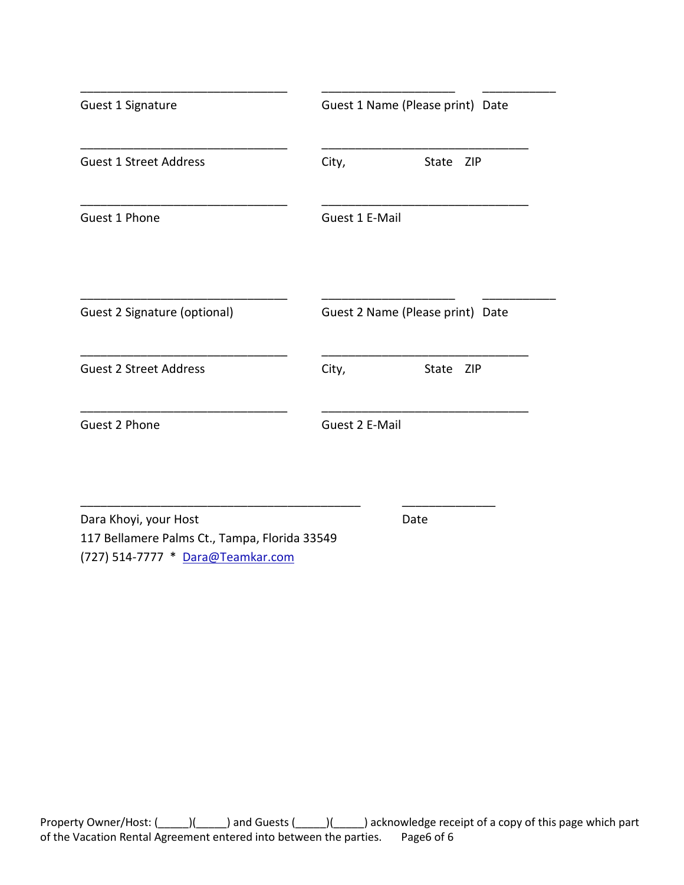_______________________________ &nbsp;&nbsp;&nbsp;&nbsp; ____________________ &nbsp;&nbsp;&nbsp; ___________

Guest 1 Signature &nbsp;&nbsp;&nbsp;&nbsp; Guest 1 Name (Please print) &nbsp; Date

_______________________________ &nbsp;&nbsp;&nbsp;&nbsp; _______________________________

Guest 1 Street Address &nbsp;&nbsp;&nbsp;&nbsp; City, &nbsp;&nbsp;&nbsp;&nbsp; State &nbsp; ZIP

_______________________________ &nbsp;&nbsp;&nbsp;&nbsp; _______________________________

Guest 1 Phone &nbsp;&nbsp;&nbsp;&nbsp; Guest 1 E-Mail

_______________________________ &nbsp;&nbsp;&nbsp;&nbsp; ____________________ &nbsp;&nbsp;&nbsp; ___________

Guest 2 Signature (optional) &nbsp;&nbsp;&nbsp;&nbsp; Guest 2 Name (Please print) &nbsp; Date

_______________________________ &nbsp;&nbsp;&nbsp;&nbsp; _______________________________

Guest 2 Street Address &nbsp;&nbsp;&nbsp;&nbsp; City, &nbsp;&nbsp;&nbsp;&nbsp; State &nbsp; ZIP

_______________________________ &nbsp;&nbsp;&nbsp;&nbsp; _______________________________

Guest 2 Phone &nbsp;&nbsp;&nbsp;&nbsp; Guest 2 E-Mail

__________________________________________ &nbsp;&nbsp;&nbsp;&nbsp; ______________

Dara Khoyi, your Host &nbsp;&nbsp;&nbsp;&nbsp; Date
117 Bellamere Palms Ct., Tampa, Florida 33549
(727) 514-7777 * Dara@Teamkar.com

Property Owner/Host: (_____)(_____) and Guests (_____)(_____) acknowledge receipt of a copy of this page which part of the Vacation Rental Agreement entered into between the parties.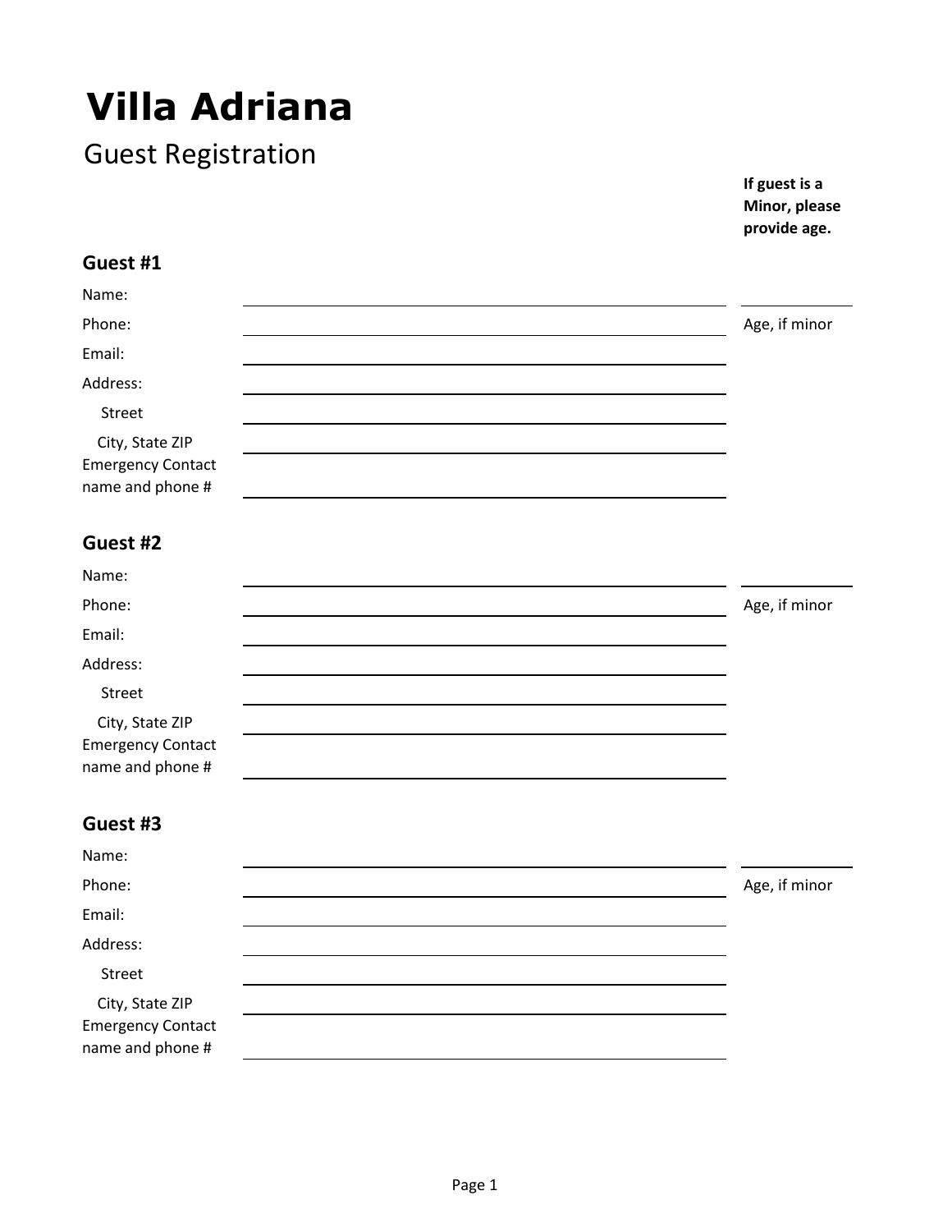# Villa Adriana

## Guest Registration

**If guest is a Minor, please provide age.**

### Guest #1

Name: ______________________________ ____________

Phone: ______________________________ Age, if minor

Email: ______________________________

Address: ______________________________

Street ______________________________

City, State ZIP ______________________________

Emergency Contact name and phone # ______________________________

### Guest #2

Name: ______________________________ ____________

Phone: ______________________________ Age, if minor

Email: ______________________________

Address: ______________________________

Street ______________________________

City, State ZIP ______________________________

Emergency Contact name and phone # ______________________________

### Guest #3

Name: ______________________________ ____________

Phone: ______________________________ Age, if minor

Email: ______________________________

Address: ______________________________

Street ______________________________

City, State ZIP ______________________________

Emergency Contact name and phone # ______________________________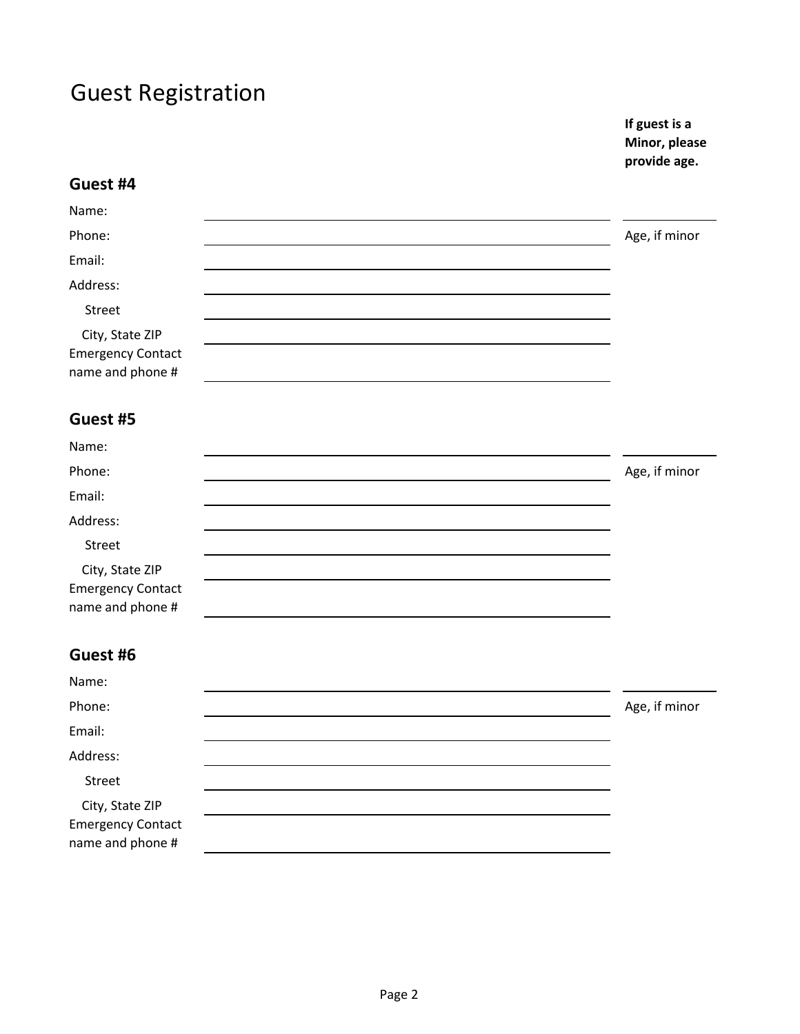# Guest Registration

**If guest is a Minor, please provide age.**

## Guest #4

Name: ____________________ ________

Phone: ____________________ Age, if minor

Email: ____________________

Address: ____________________

Street ____________________

City, State ZIP ____________________

Emergency Contact name and phone # ____________________

## Guest #5

Name: ____________________ ________

Phone: ____________________ Age, if minor

Email: ____________________

Address: ____________________

Street ____________________

City, State ZIP ____________________

Emergency Contact name and phone # ____________________

## Guest #6

Name: ____________________ ________

Phone: ____________________ Age, if minor

Email: ____________________

Address: ____________________

Street ____________________

City, State ZIP ____________________

Emergency Contact name and phone # ____________________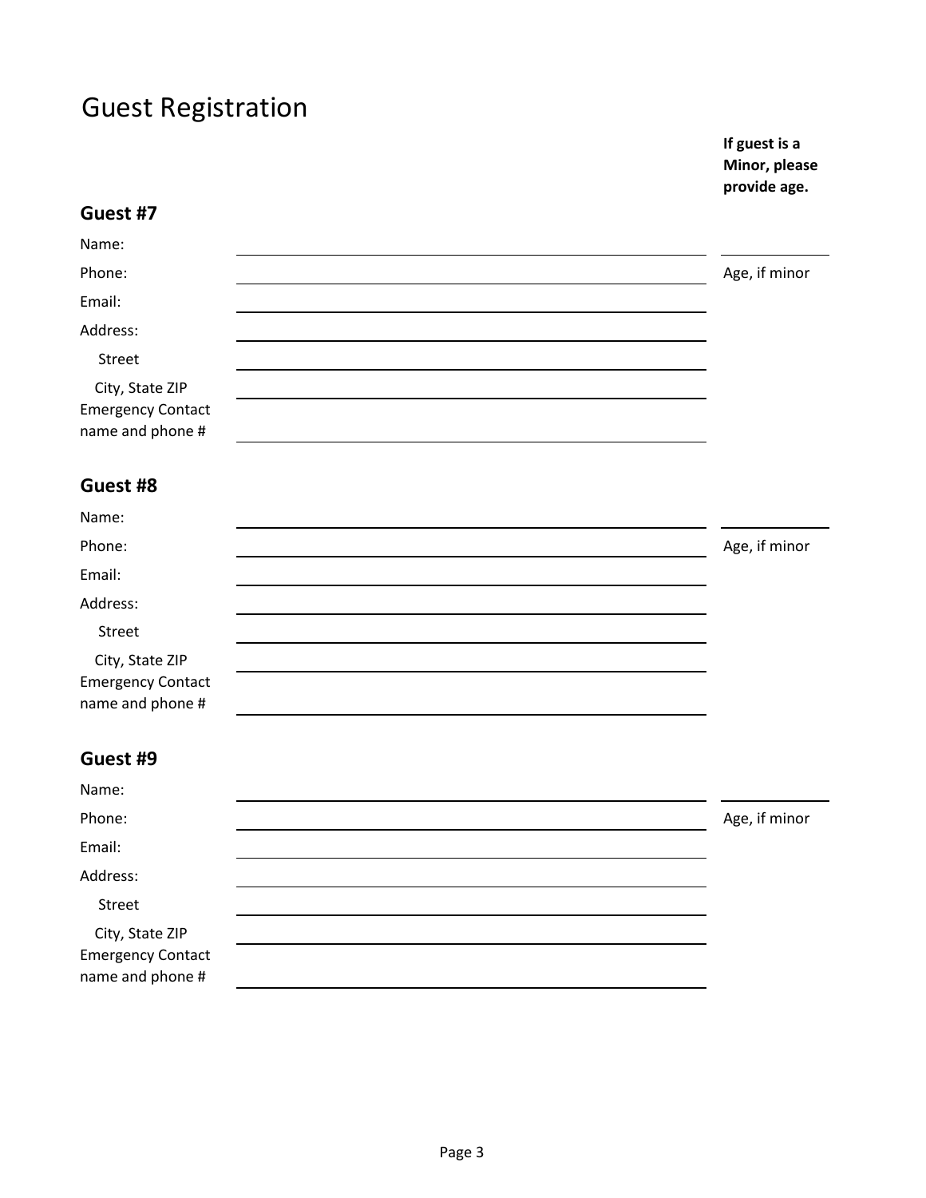# Guest Registration

**If guest is a Minor, please provide age.**

## Guest #7

Name: ______________________________ ________

Phone: ______________________________ Age, if minor

Email: ______________________________

Address: ______________________________

Street ______________________________

City, State ZIP ______________________________

Emergency Contact name and phone # ______________________________

## Guest #8

Name: ______________________________ ________

Phone: ______________________________ Age, if minor

Email: ______________________________

Address: ______________________________

Street ______________________________

City, State ZIP ______________________________

Emergency Contact name and phone # ______________________________

## Guest #9

Name: ______________________________ ________

Phone: ______________________________ Age, if minor

Email: ______________________________

Address: ______________________________

Street ______________________________

City, State ZIP ______________________________

Emergency Contact name and phone # ______________________________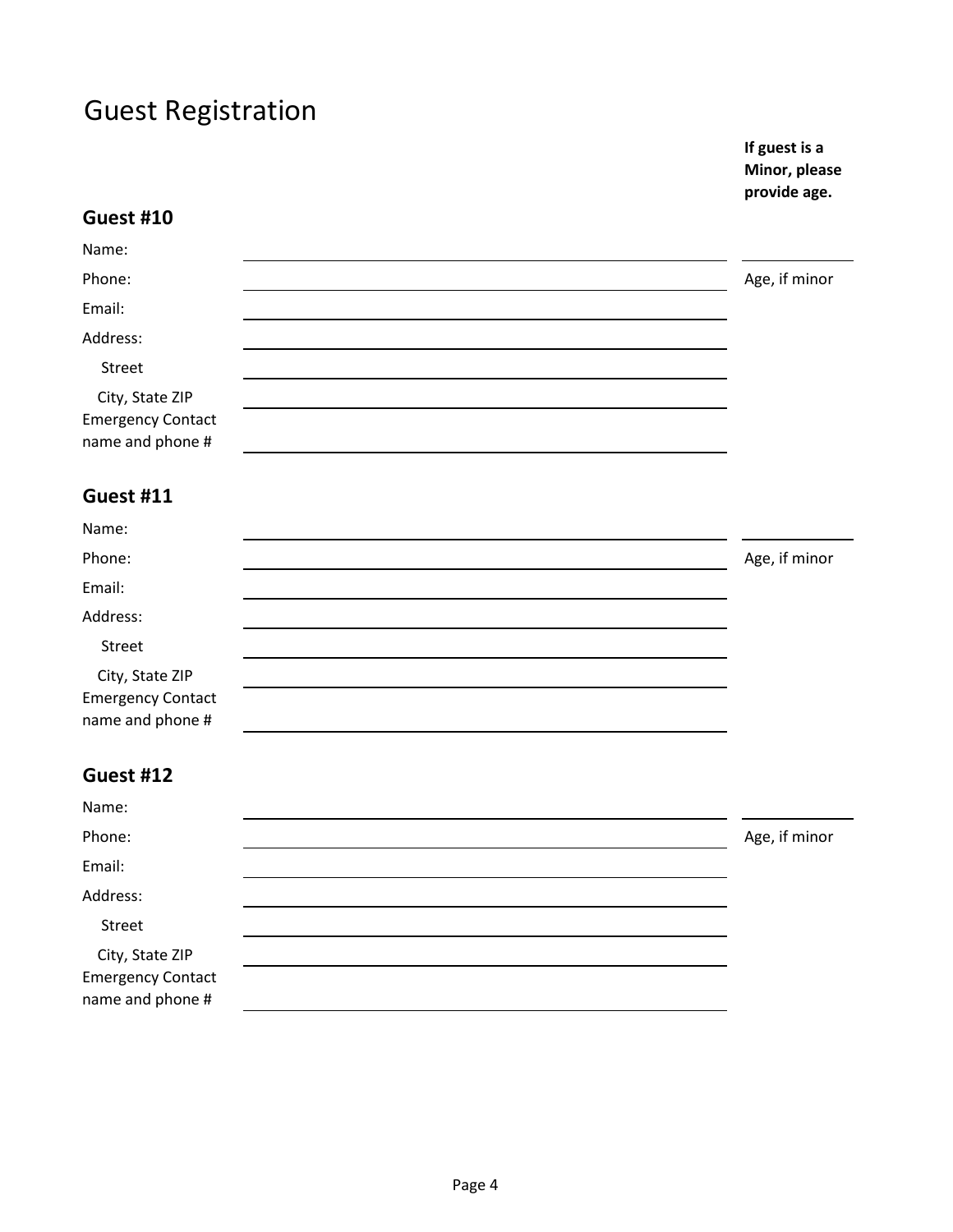# Guest Registration

**If guest is a Minor, please provide age.**

### Guest #10

Name: ______________________________ ____________

Phone: ______________________________ Age, if minor

Email: ______________________________

Address: ______________________________

Street ______________________________

City, State ZIP ______________________________

Emergency Contact name and phone # ______________________________

### Guest #11

Name: ______________________________ ____________

Phone: ______________________________ Age, if minor

Email: ______________________________

Address: ______________________________

Street ______________________________

City, State ZIP ______________________________

Emergency Contact name and phone # ______________________________

### Guest #12

Name: ______________________________ ____________

Phone: ______________________________ Age, if minor

Email: ______________________________

Address: ______________________________

Street ______________________________

City, State ZIP ______________________________

Emergency Contact name and phone # ______________________________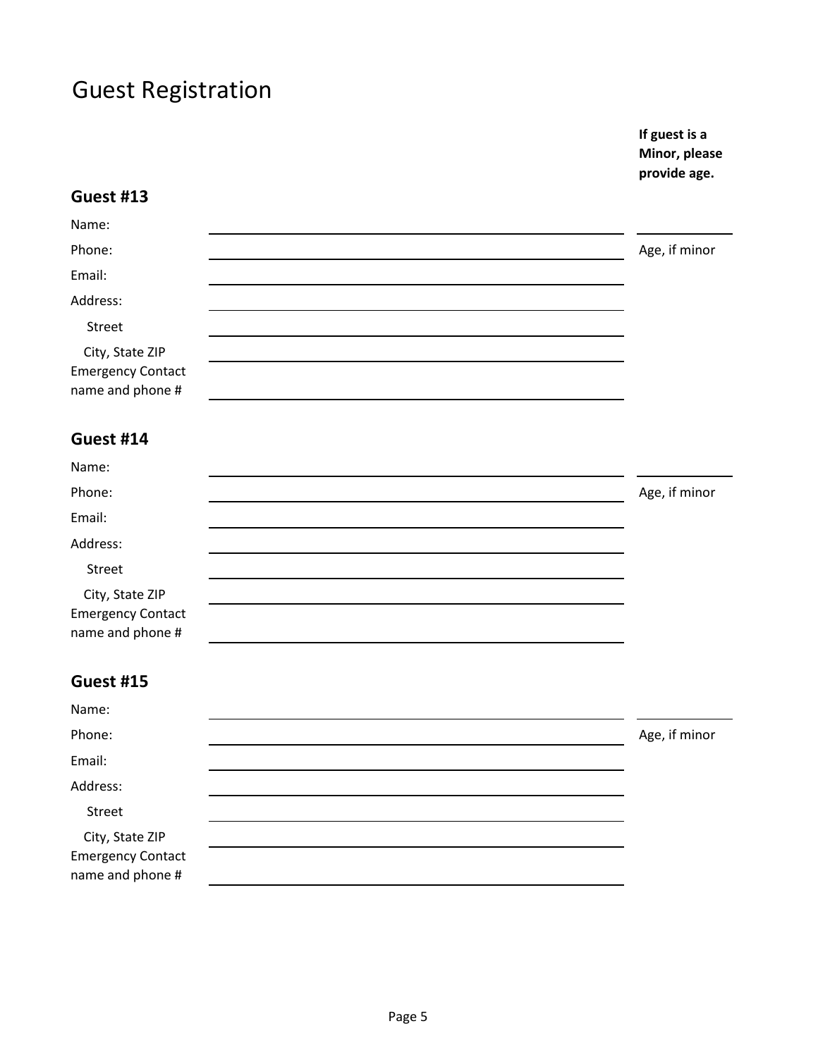# Guest Registration

**If guest is a Minor, please provide age.**

## Guest #13

Name: ____________________ ______

Phone: ____________________ Age, if minor

Email: ____________________

Address: ____________________

Street ____________________

City, State ZIP ____________________

Emergency Contact name and phone # ____________________

## Guest #14

Name: ____________________ ______

Phone: ____________________ Age, if minor

Email: ____________________

Address: ____________________

Street ____________________

City, State ZIP ____________________

Emergency Contact name and phone # ____________________

## Guest #15

Name: ____________________ ______

Phone: ____________________ Age, if minor

Email: ____________________

Address: ____________________

Street ____________________

City, State ZIP ____________________

Emergency Contact name and phone # ____________________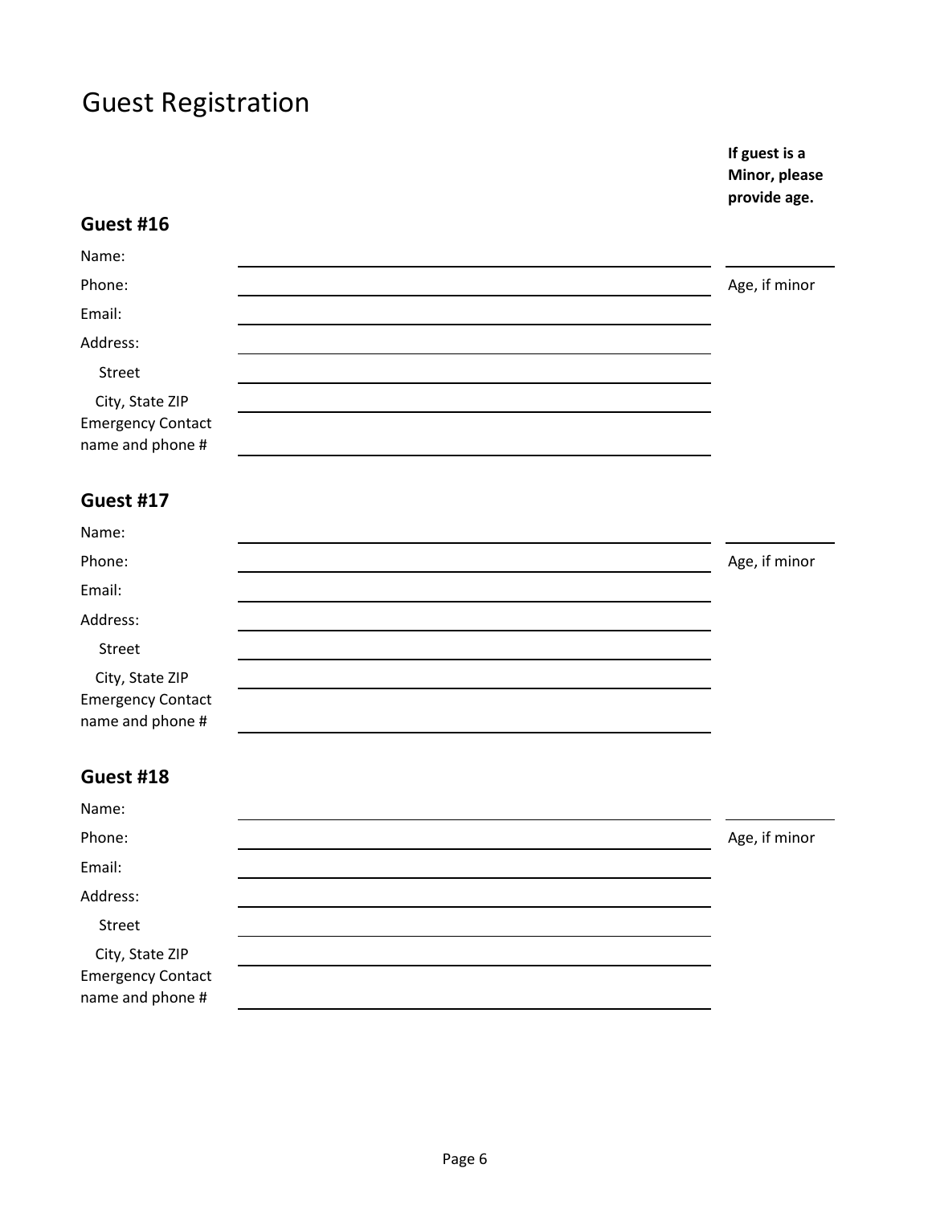# Guest Registration

**If guest is a Minor, please provide age.**

## Guest #16

Name: ______________________________ ____________

Phone: ______________________________ Age, if minor

Email: ______________________________

Address: ______________________________

Street ______________________________

City, State ZIP ______________________________

Emergency Contact name and phone # ______________________________

## Guest #17

Name: ______________________________ ____________

Phone: ______________________________ Age, if minor

Email: ______________________________

Address: ______________________________

Street ______________________________

City, State ZIP ______________________________

Emergency Contact name and phone # ______________________________

## Guest #18

Name: ______________________________ ____________

Phone: ______________________________ Age, if minor

Email: ______________________________

Address: ______________________________

Street ______________________________

City, State ZIP ______________________________

Emergency Contact name and phone # ______________________________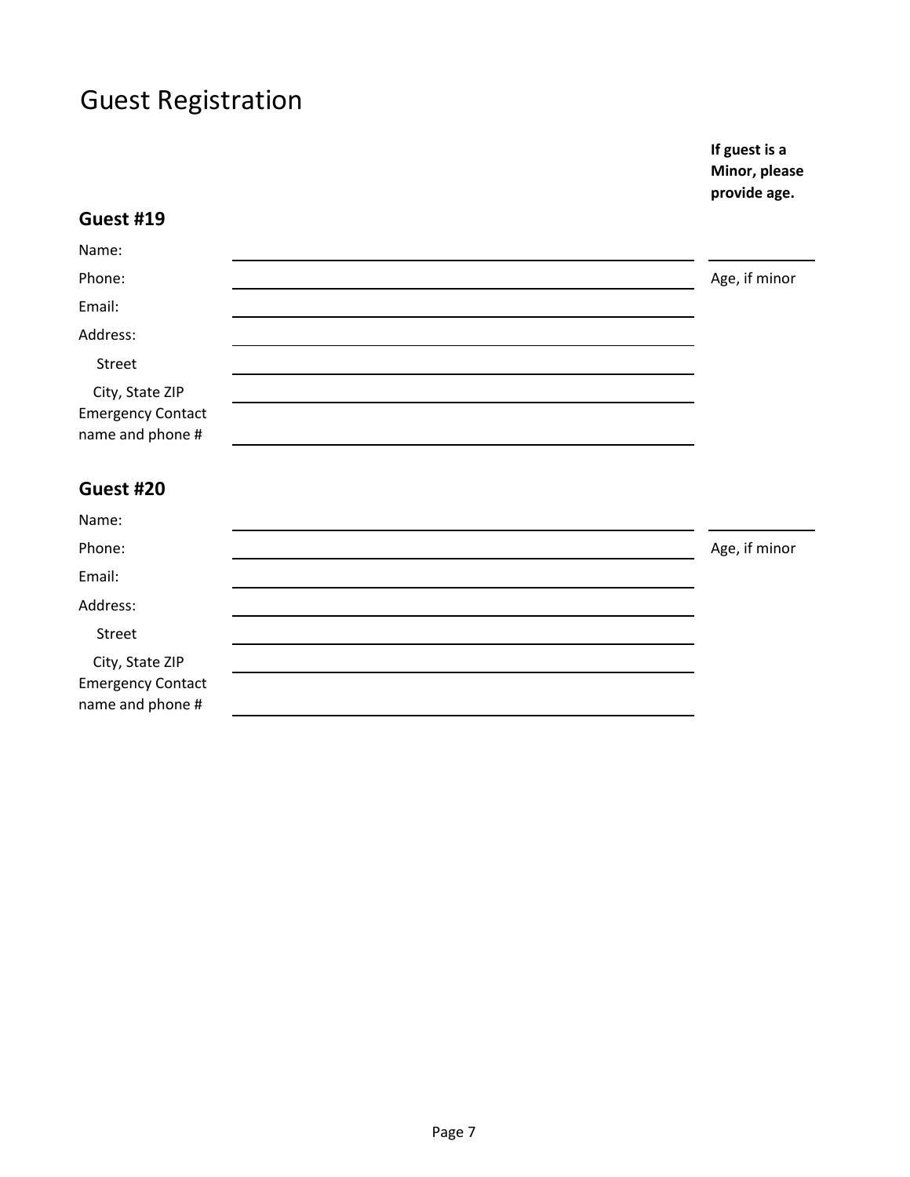# Guest Registration

**If guest is a Minor, please provide age.**

## Guest #19

Name: ______________________ ________

Phone: ______________________ Age, if minor

Email: ______________________

Address: ______________________

Street ______________________

City, State ZIP ______________________

Emergency Contact name and phone # ______________________

## Guest #20

Name: ______________________ ________

Phone: ______________________ Age, if minor

Email: ______________________

Address: ______________________

Street ______________________

City, State ZIP ______________________

Emergency Contact name and phone # ______________________